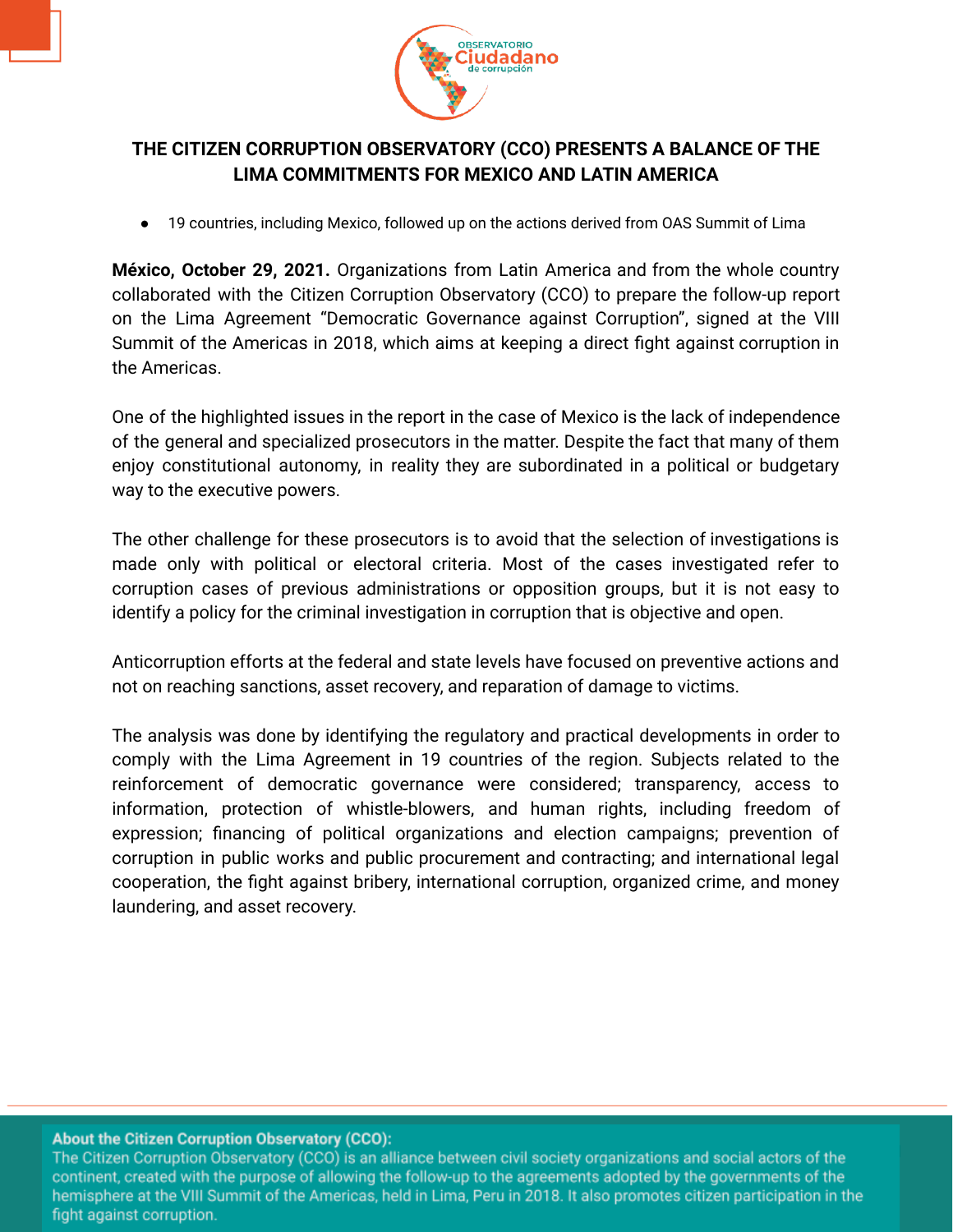# THE CITIZEN CORRUPTION OBSERVATORY (CCO) PRESENTS A BALANCE OF THE LIMA COMMITMENTS FOR MEXICO AND LATIN AMERICA

- 19 countries, including Mexico, followed up on the actions derived from OAS Summit of Lima

**México, October 29, 2021.** Organizations from Latin America and from the whole country collaborated with the Citizen Corruption Observatory (CCO) to prepare the follow-up report on the Lima Agreement "Democratic Governance against Corruption", signed at the VIII Summit of the Americas in 2018, which aims at keeping a direct fight against corruption in the Americas.

One of the highlighted issues in the report in the case of Mexico is the lack of independence of the general and specialized prosecutors in the matter. Despite the fact that many of them enjoy constitutional autonomy, in reality they are subordinated in a political or budgetary way to the executive powers.

The other challenge for these prosecutors is to avoid that the selection of investigations is made only with political or electoral criteria. Most of the cases investigated refer to corruption cases of previous administrations or opposition groups, but it is not easy to identify a policy for the criminal investigation in corruption that is objective and open.

Anticorruption efforts at the federal and state levels have focused on preventive actions and not on reaching sanctions, asset recovery, and reparation of damage to victims.

The analysis was done by identifying the regulatory and practical developments in order to comply with the Lima Agreement in 19 countries of the region. Subjects related to the reinforcement of democratic governance were considered; transparency, access to information, protection of whistle-blowers, and human rights, including freedom of expression; financing of political organizations and election campaigns; prevention of corruption in public works and public procurement and contracting; and international legal cooperation, the fight against bribery, international corruption, organized crime, and money laundering, and asset recovery.

**About the Citizen Corruption Observatory (CCO):**
The Citizen Corruption Observatory (CCO) is an alliance between civil society organizations and social actors of the continent, created with the purpose of allowing the follow-up to the agreements adopted by the governments of the hemisphere at the VIII Summit of the Americas, held in Lima, Peru in 2018. It also promotes citizen participation in the fight against corruption.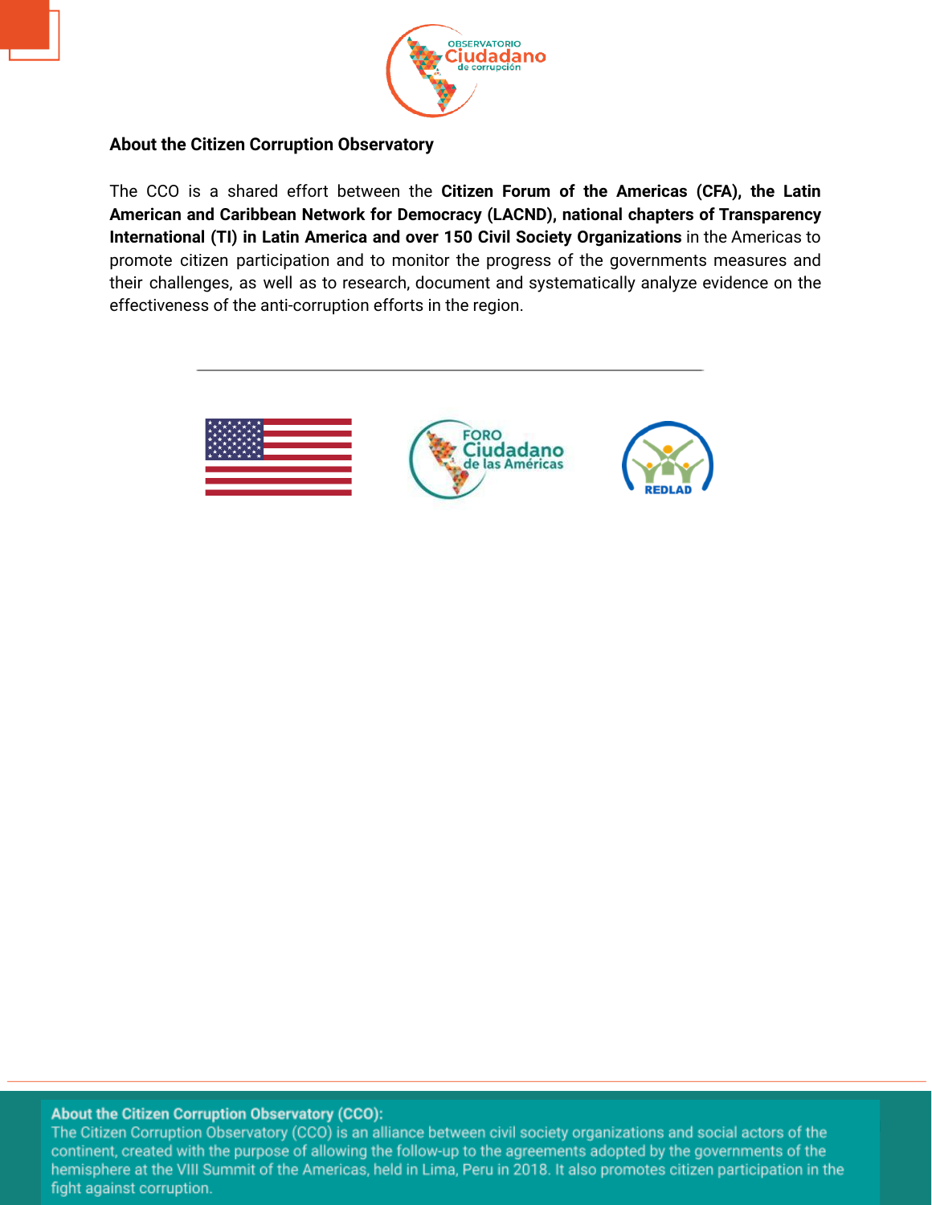## About the Citizen Corruption Observatory

The CCO is a shared effort between the **Citizen Forum of the Americas (CFA), the Latin American and Caribbean Network for Democracy (LACND), national chapters of Transparency International (TI) in Latin America and over 150 Civil Society Organizations** in the Americas to promote citizen participation and to monitor the progress of the governments measures and their challenges, as well as to research, document and systematically analyze evidence on the effectiveness of the anti-corruption efforts in the region.

---

**About the Citizen Corruption Observatory (CCO):**
The Citizen Corruption Observatory (CCO) is an alliance between civil society organizations and social actors of the continent, created with the purpose of allowing the follow-up to the agreements adopted by the governments of the hemisphere at the VIII Summit of the Americas, held in Lima, Peru in 2018. It also promotes citizen participation in the fight against corruption.